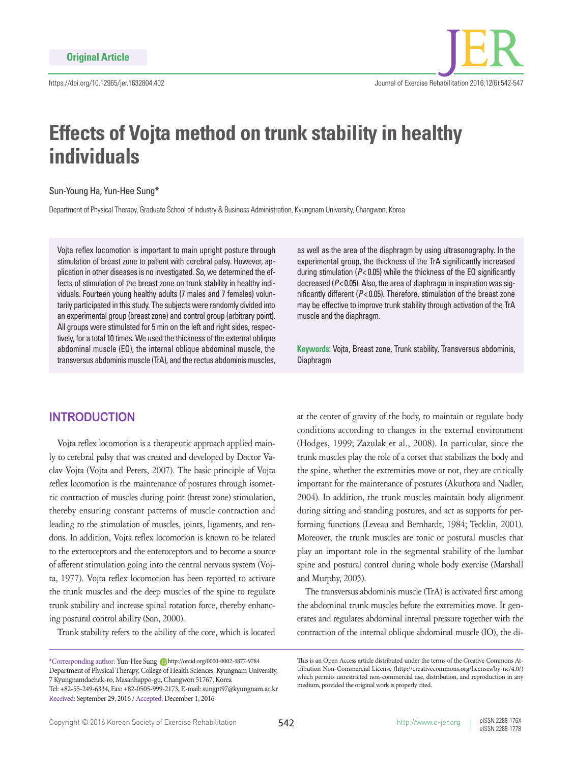Original Article

# Effects of Vojta method on trunk stability in healthy individuals

Sun-Young Ha, Yun-Hee Sung*

Department of Physical Therapy, Graduate School of Industry & Business Administration, Kyungnam University, Changwon, Korea

Vojta reflex locomotion is important to main upright posture through stimulation of breast zone to patient with cerebral palsy. However, application in other diseases is no investigated. So, we determined the effects of stimulation of the breast zone on trunk stability in healthy individuals. Fourteen young healthy adults (7 males and 7 females) voluntarily participated in this study. The subjects were randomly divided into an experimental group (breast zone) and control group (arbitrary point). All groups were stimulated for 5 min on the left and right sides, respectively, for a total 10 times. We used the thickness of the external oblique abdominal muscle (EO), the internal oblique abdominal muscle, the transversus abdominis muscle (TrA), and the rectus abdominis muscles, as well as the area of the diaphragm by using ultrasonography. In the experimental group, the thickness of the TrA significantly increased during stimulation ($P<0.05$) while the thickness of the EO significantly decreased ($P<0.05$). Also, the area of diaphragm in inspiration was significantly different ($P<0.05$). Therefore, stimulation of the breast zone may be effective to improve trunk stability through activation of the TrA muscle and the diaphragm.

**Keywords:** Vojta, Breast zone, Trunk stability, Transversus abdominis, Diaphragm

## INTRODUCTION

Vojta reflex locomotion is a therapeutic approach applied mainly to cerebral palsy that was created and developed by Doctor Vaclav Vojta (Vojta and Peters, 2007). The basic principle of Vojta reflex locomotion is the maintenance of postures through isometric contraction of muscles during point (breast zone) stimulation, thereby ensuring constant patterns of muscle contraction and leading to the stimulation of muscles, joints, ligaments, and tendons. In addition, Vojta reflex locomotion is known to be related to the exteroceptors and the enteroceptors and to become a source of afferent stimulation going into the central nervous system (Vojta, 1977). Vojta reflex locomotion has been reported to activate the trunk muscles and the deep muscles of the spine to regulate trunk stability and increase spinal rotation force, thereby enhancing postural control ability (Son, 2000).

Trunk stability refers to the ability of the core, which is located at the center of gravity of the body, to maintain or regulate body conditions according to changes in the external environment (Hodges, 1999; Zazulak et al., 2008). In particular, since the trunk muscles play the role of a corset that stabilizes the body and the spine, whether the extremities move or not, they are critically important for the maintenance of postures (Akuthota and Nadler, 2004). In addition, the trunk muscles maintain body alignment during sitting and standing postures, and act as supports for performing functions (Leveau and Bernhardt, 1984; Tecklin, 2001). Moreover, the trunk muscles are tonic or postural muscles that play an important role in the segmental stability of the lumbar spine and postural control during whole body exercise (Marshall and Murphy, 2005).

The transversus abdominis muscle (TrA) is activated first among the abdominal trunk muscles before the extremities move. It generates and regulates abdominal internal pressure together with the contraction of the internal oblique abdominal muscle (IO), the di-

*Corresponding author: Yun-Hee Sung http://orcid.org/0000-0002-4877-9784
Department of Physical Therapy, College of Health Sciences, Kyungnam University, 7 Kyungnamdaehak-ro, Masanhappo-gu, Changwon 51767, Korea
Tel: +82-55-249-6334, Fax: +82-0505-999-2173, E-mail: sungpt97@kyungnam.ac.kr
Received: September 29, 2016 / Accepted: December 1, 2016

This is an Open Access article distributed under the terms of the Creative Commons Attribution Non-Commercial License (http://creativecommons.org/licenses/by-nc/4.0/) which permits unrestricted non-commercial use, distribution, and reproduction in any medium, provided the original work is properly cited.

Copyright © 2016 Korean Society of Exercise Rehabilitation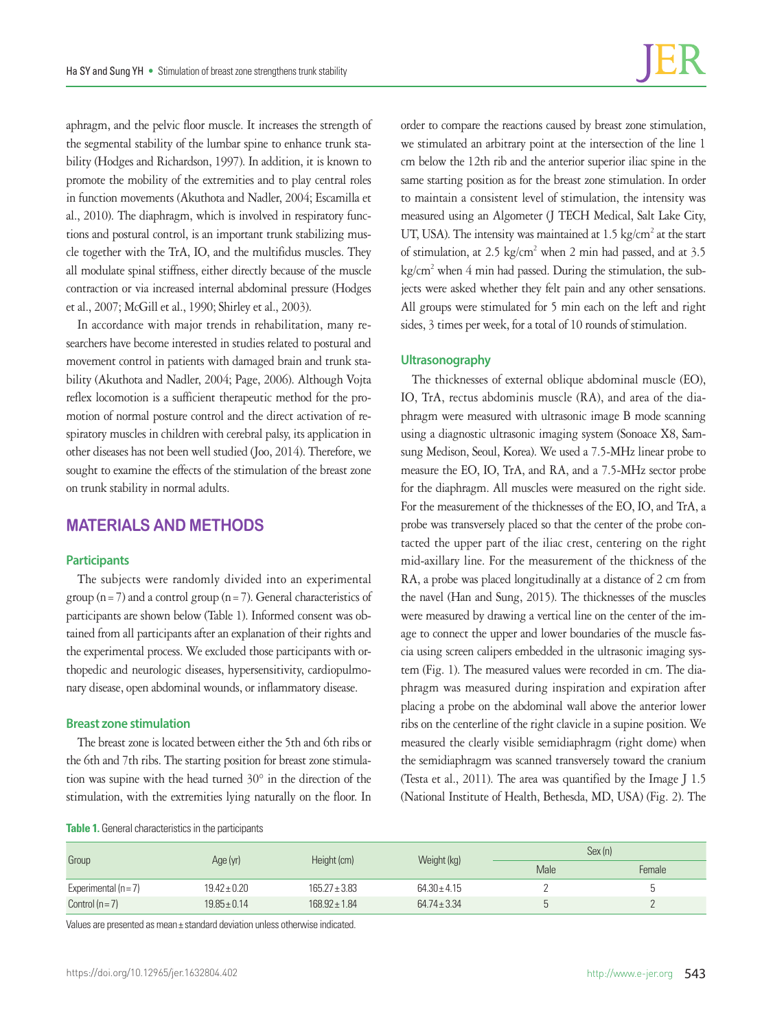aphragm, and the pelvic floor muscle. It increases the strength of the segmental stability of the lumbar spine to enhance trunk stability (Hodges and Richardson, 1997). In addition, it is known to promote the mobility of the extremities and to play central roles in function movements (Akuthota and Nadler, 2004; Escamilla et al., 2010). The diaphragm, which is involved in respiratory functions and postural control, is an important trunk stabilizing muscle together with the TrA, IO, and the multifidus muscles. They all modulate spinal stiffness, either directly because of the muscle contraction or via increased internal abdominal pressure (Hodges et al., 2007; McGill et al., 1990; Shirley et al., 2003).

In accordance with major trends in rehabilitation, many researchers have become interested in studies related to postural and movement control in patients with damaged brain and trunk stability (Akuthota and Nadler, 2004; Page, 2006). Although Vojta reflex locomotion is a sufficient therapeutic method for the promotion of normal posture control and the direct activation of respiratory muscles in children with cerebral palsy, its application in other diseases has not been well studied (Joo, 2014). Therefore, we sought to examine the effects of the stimulation of the breast zone on trunk stability in normal adults.

## MATERIALS AND METHODS

### Participants

The subjects were randomly divided into an experimental group (n = 7) and a control group (n = 7). General characteristics of participants are shown below (Table 1). Informed consent was obtained from all participants after an explanation of their rights and the experimental process. We excluded those participants with orthopedic and neurologic diseases, hypersensitivity, cardiopulmonary disease, open abdominal wounds, or inflammatory disease.

### Breast zone stimulation

The breast zone is located between either the 5th and 6th ribs or the 6th and 7th ribs. The starting position for breast zone stimulation was supine with the head turned 30° in the direction of the stimulation, with the extremities lying naturally on the floor. In order to compare the reactions caused by breast zone stimulation, we stimulated an arbitrary point at the intersection of the line 1 cm below the 12th rib and the anterior superior iliac spine in the same starting position as for the breast zone stimulation. In order to maintain a consistent level of stimulation, the intensity was measured using an Algometer (J TECH Medical, Salt Lake City, UT, USA). The intensity was maintained at 1.5 kg/cm$^2$ at the start of stimulation, at 2.5 kg/cm$^2$ when 2 min had passed, and at 3.5 kg/cm$^2$ when 4 min had passed. During the stimulation, the subjects were asked whether they felt pain and any other sensations. All groups were stimulated for 5 min each on the left and right sides, 3 times per week, for a total of 10 rounds of stimulation.

### Ultrasonography

The thicknesses of external oblique abdominal muscle (EO), IO, TrA, rectus abdominis muscle (RA), and area of the diaphragm were measured with ultrasonic image B mode scanning using a diagnostic ultrasonic imaging system (Sonoace X8, Samsung Medison, Seoul, Korea). We used a 7.5-MHz linear probe to measure the EO, IO, TrA, and RA, and a 7.5-MHz sector probe for the diaphragm. All muscles were measured on the right side. For the measurement of the thicknesses of the EO, IO, and TrA, a probe was transversely placed so that the center of the probe contacted the upper part of the iliac crest, centering on the right mid-axillary line. For the measurement of the thickness of the RA, a probe was placed longitudinally at a distance of 2 cm from the navel (Han and Sung, 2015). The thicknesses of the muscles were measured by drawing a vertical line on the center of the image to connect the upper and lower boundaries of the muscle fascia using screen calipers embedded in the ultrasonic imaging system (Fig. 1). The measured values were recorded in cm. The diaphragm was measured during inspiration and expiration after placing a probe on the abdominal wall above the anterior lower ribs on the centerline of the right clavicle in a supine position. We measured the clearly visible semidiaphragm (right dome) when the semidiaphragm was scanned transversely toward the cranium (Testa et al., 2011). The area was quantified by the Image J 1.5 (National Institute of Health, Bethesda, MD, USA) (Fig. 2). The

**Table 1.** General characteristics in the participants

| Group | Age (yr) | Height (cm) | Weight (kg) | Sex (n) | |
|---|---|---|---|---|---|
| | | | | Male | Female |
| Experimental (n = 7) | 19.42 ± 0.20 | 165.27 ± 3.83 | 64.30 ± 4.15 | 2 | 5 |
| Control (n = 7) | 19.85 ± 0.14 | 168.92 ± 1.84 | 64.74 ± 3.34 | 5 | 2 |

Values are presented as mean ± standard deviation unless otherwise indicated.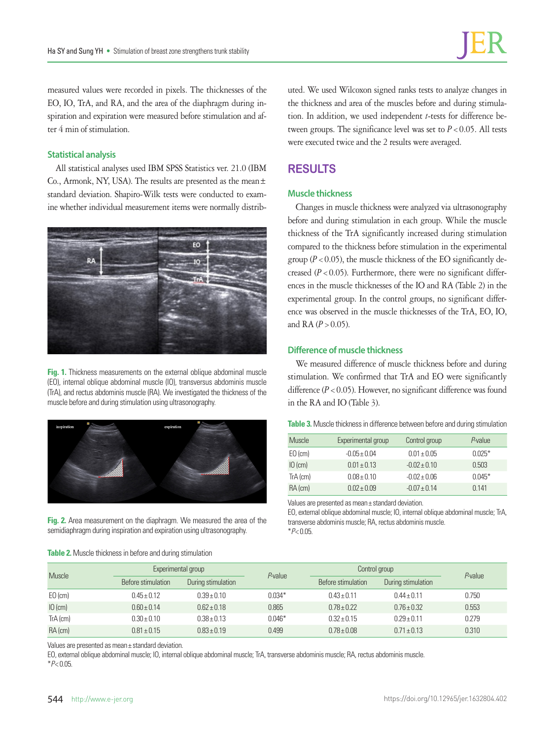measured values were recorded in pixels. The thicknesses of the EO, IO, TrA, and RA, and the area of the diaphragm during inspiration and expiration were measured before stimulation and after 4 min of stimulation.

### Statistical analysis

All statistical analyses used IBM SPSS Statistics ver. 21.0 (IBM Co., Armonk, NY, USA). The results are presented as the mean ± standard deviation. Shapiro-Wilk tests were conducted to examine whether individual measurement items were normally distributed. We used Wilcoxon signed ranks tests to analyze changes in the thickness and area of the muscles before and during stimulation. In addition, we used independent *t*-tests for difference between groups. The significance level was set to $P<0.05$. All tests were executed twice and the 2 results were averaged.

**Fig. 1.** Thickness measurements on the external oblique abdominal muscle (EO), internal oblique abdominal muscle (IO), transversus abdominis muscle (TrA), and rectus abdominis muscle (RA). We investigated the thickness of the muscle before and during stimulation using ultrasonography.

**Fig. 2.** Area measurement on the diaphragm. We measured the area of the semidiaphragm during inspiration and expiration using ultrasonography.

## RESULTS

### Muscle thickness

Changes in muscle thickness were analyzed via ultrasonography before and during stimulation in each group. While the muscle thickness of the TrA significantly increased during stimulation compared to the thickness before stimulation in the experimental group ($P<0.05$), the muscle thickness of the EO significantly decreased ($P<0.05$). Furthermore, there were no significant differences in the muscle thicknesses of the IO and RA (Table 2) in the experimental group. In the control groups, no significant difference was observed in the muscle thicknesses of the TrA, EO, IO, and RA ($P>0.05$).

### Difference of muscle thickness

We measured difference of muscle thickness before and during stimulation. We confirmed that TrA and EO were significantly difference ($P<0.05$). However, no significant difference was found in the RA and IO (Table 3).

**Table 3.** Muscle thickness in difference between before and during stimulation

| Muscle | Experimental group | Control group | *P*-value |
|---|---|---|---|
| EO (cm) | -0.05 ± 0.04 | 0.01 ± 0.05 | 0.025* |
| IO (cm) | 0.01 ± 0.13 | -0.02 ± 0.10 | 0.503 |
| TrA (cm) | 0.08 ± 0.10 | -0.02 ± 0.06 | 0.045* |
| RA (cm) | 0.02 ± 0.09 | -0.07 ± 0.14 | 0.141 |

Values are presented as mean ± standard deviation.
EO, external oblique abdominal muscle; IO, internal oblique abdominal muscle; TrA, transverse abdominis muscle; RA, rectus abdominis muscle.
*$P<0.05$.

**Table 2.** Muscle thickness in before and during stimulation

| Muscle | Experimental group | | *P*-value | Control group | | *P*-value |
|---|---|---|---|---|---|---|
| | Before stimulation | During stimulation | | Before stimulation | During stimulation | |
| EO (cm) | 0.45 ± 0.12 | 0.39 ± 0.10 | 0.034* | 0.43 ± 0.11 | 0.44 ± 0.11 | 0.750 |
| IO (cm) | 0.60 ± 0.14 | 0.62 ± 0.18 | 0.865 | 0.78 ± 0.22 | 0.76 ± 0.32 | 0.553 |
| TrA (cm) | 0.30 ± 0.10 | 0.38 ± 0.13 | 0.046* | 0.32 ± 0.15 | 0.29 ± 0.11 | 0.279 |
| RA (cm) | 0.81 ± 0.15 | 0.83 ± 0.19 | 0.499 | 0.78 ± 0.08 | 0.71 ± 0.13 | 0.310 |

Values are presented as mean ± standard deviation.
EO, external oblique abdominal muscle; IO, internal oblique abdominal muscle; TrA, transverse abdominis muscle; RA, rectus abdominis muscle.
*$P<0.05$.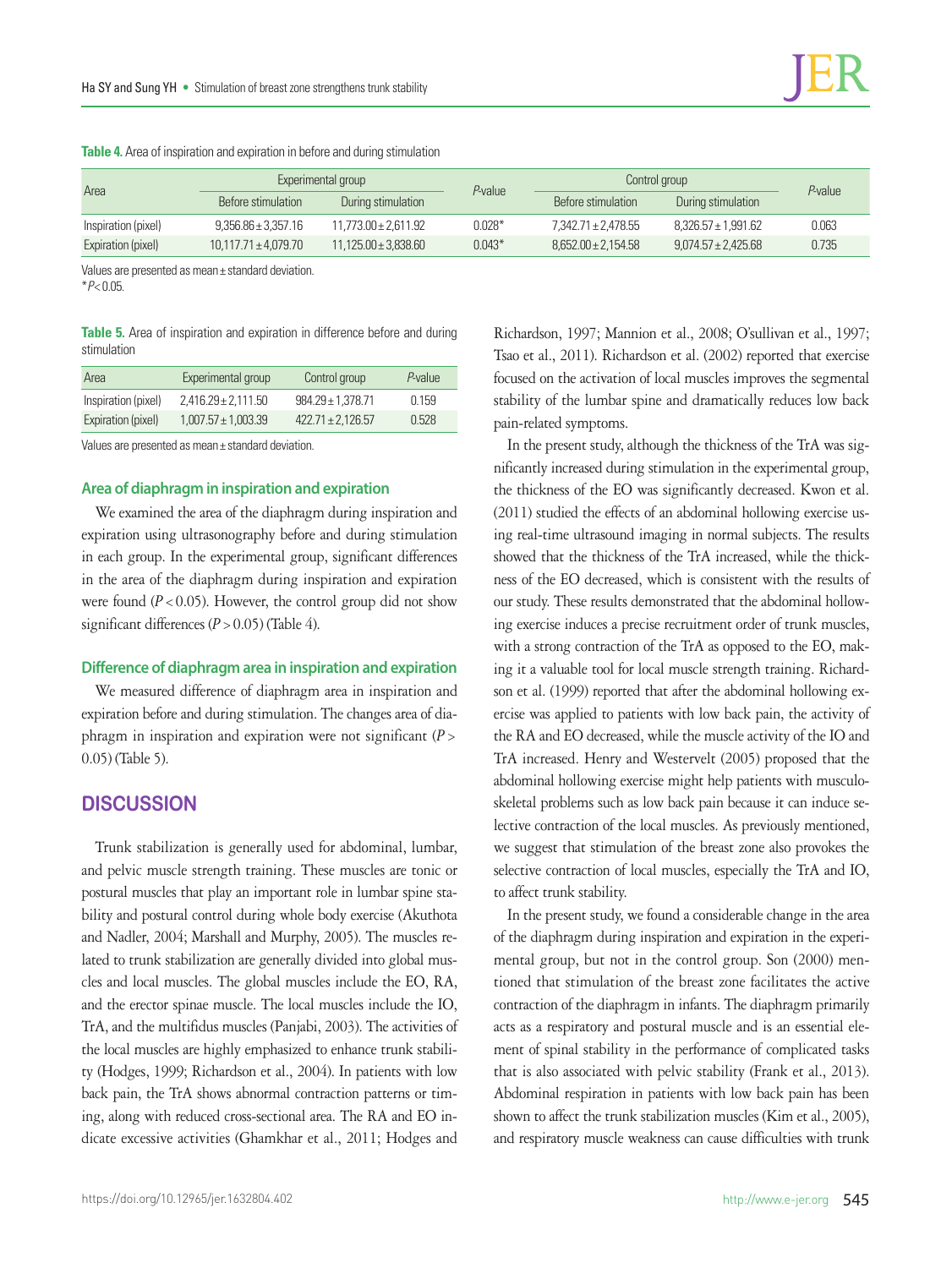**Table 4.** Area of inspiration and expiration in before and during stimulation

| Area | Experimental group | | *P*-value | Control group | | *P*-value |
|---|---|---|---|---|---|---|
| | Before stimulation | During stimulation | | Before stimulation | During stimulation | |
| Inspiration (pixel) | 9,356.86 ± 3,357.16 | 11,773.00 ± 2,611.92 | 0.028* | 7,342.71 ± 2,478.55 | 8,326.57 ± 1,991.62 | 0.063 |
| Expiration (pixel) | 10,117.71 ± 4,079.70 | 11,125.00 ± 3,838.60 | 0.043* | 8,652.00 ± 2,154.58 | 9,074.57 ± 2,425.68 | 0.735 |

Values are presented as mean ± standard deviation.
*$P < 0.05$.

**Table 5.** Area of inspiration and expiration in difference before and during stimulation

| Area | Experimental group | Control group | *P*-value |
|---|---|---|---|
| Inspiration (pixel) | 2,416.29 ± 2,111.50 | 984.29 ± 1,378.71 | 0.159 |
| Expiration (pixel) | 1,007.57 ± 1,003.39 | 422.71 ± 2,126.57 | 0.528 |

Values are presented as mean ± standard deviation.

### Area of diaphragm in inspiration and expiration

We examined the area of the diaphragm during inspiration and expiration using ultrasonography before and during stimulation in each group. In the experimental group, significant differences in the area of the diaphragm during inspiration and expiration were found ($P < 0.05$). However, the control group did not show significant differences ($P > 0.05$) (Table 4).

### Difference of diaphragm area in inspiration and expiration

We measured difference of diaphragm area in inspiration and expiration before and during stimulation. The changes area of diaphragm in inspiration and expiration were not significant ($P > 0.05$) (Table 5).

## DISCUSSION

Trunk stabilization is generally used for abdominal, lumbar, and pelvic muscle strength training. These muscles are tonic or postural muscles that play an important role in lumbar spine stability and postural control during whole body exercise (Akuthota and Nadler, 2004; Marshall and Murphy, 2005). The muscles related to trunk stabilization are generally divided into global muscles and local muscles. The global muscles include the EO, RA, and the erector spinae muscle. The local muscles include the IO, TrA, and the multifidus muscles (Panjabi, 2003). The activities of the local muscles are highly emphasized to enhance trunk stability (Hodges, 1999; Richardson et al., 2004). In patients with low back pain, the TrA shows abnormal contraction patterns or timing, along with reduced cross-sectional area. The RA and EO indicate excessive activities (Ghamkhar et al., 2011; Hodges and Richardson, 1997; Mannion et al., 2008; O'sullivan et al., 1997; Tsao et al., 2011). Richardson et al. (2002) reported that exercise focused on the activation of local muscles improves the segmental stability of the lumbar spine and dramatically reduces low back pain-related symptoms.

In the present study, although the thickness of the TrA was significantly increased during stimulation in the experimental group, the thickness of the EO was significantly decreased. Kwon et al. (2011) studied the effects of an abdominal hollowing exercise using real-time ultrasound imaging in normal subjects. The results showed that the thickness of the TrA increased, while the thickness of the EO decreased, which is consistent with the results of our study. These results demonstrated that the abdominal hollowing exercise induces a precise recruitment order of trunk muscles, with a strong contraction of the TrA as opposed to the EO, making it a valuable tool for local muscle strength training. Richardson et al. (1999) reported that after the abdominal hollowing exercise was applied to patients with low back pain, the activity of the RA and EO decreased, while the muscle activity of the IO and TrA increased. Henry and Westervelt (2005) proposed that the abdominal hollowing exercise might help patients with musculoskeletal problems such as low back pain because it can induce selective contraction of the local muscles. As previously mentioned, we suggest that stimulation of the breast zone also provokes the selective contraction of local muscles, especially the TrA and IO, to affect trunk stability.

In the present study, we found a considerable change in the area of the diaphragm during inspiration and expiration in the experimental group, but not in the control group. Son (2000) mentioned that stimulation of the breast zone facilitates the active contraction of the diaphragm in infants. The diaphragm primarily acts as a respiratory and postural muscle and is an essential element of spinal stability in the performance of complicated tasks that is also associated with pelvic stability (Frank et al., 2013). Abdominal respiration in patients with low back pain has been shown to affect the trunk stabilization muscles (Kim et al., 2005), and respiratory muscle weakness can cause difficulties with trunk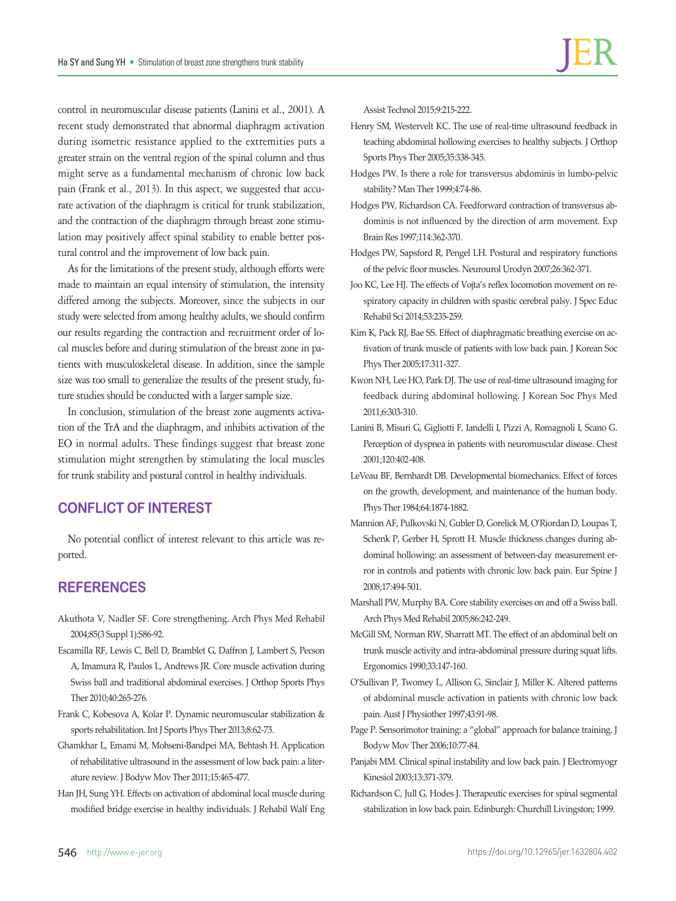control in neuromuscular disease patients (Lanini et al., 2001). A recent study demonstrated that abnormal diaphragm activation during isometric resistance applied to the extremities puts a greater strain on the ventral region of the spinal column and thus might serve as a fundamental mechanism of chronic low back pain (Frank et al., 2013). In this aspect, we suggested that accurate activation of the diaphragm is critical for trunk stabilization, and the contraction of the diaphragm through breast zone stimulation may positively affect spinal stability to enable better postural control and the improvement of low back pain.

As for the limitations of the present study, although efforts were made to maintain an equal intensity of stimulation, the intensity differed among the subjects. Moreover, since the subjects in our study were selected from among healthy adults, we should confirm our results regarding the contraction and recruitment order of local muscles before and during stimulation of the breast zone in patients with musculoskeletal disease. In addition, since the sample size was too small to generalize the results of the present study, future studies should be conducted with a larger sample size.

In conclusion, stimulation of the breast zone augments activation of the TrA and the diaphragm, and inhibits activation of the EO in normal adults. These findings suggest that breast zone stimulation might strengthen by stimulating the local muscles for trunk stability and postural control in healthy individuals.

## CONFLICT OF INTEREST

No potential conflict of interest relevant to this article was reported.

## REFERENCES

Akuthota V, Nadler SF. Core strengthening. Arch Phys Med Rehabil 2004;85(3 Suppl 1):S86-92.

Escamilla RF, Lewis C, Bell D, Bramblet G, Daffron J, Lambert S, Pecson A, Imamura R, Paulos L, Andrews JR. Core muscle activation during Swiss ball and traditional abdominal exercises. J Orthop Sports Phys Ther 2010;40:265-276.

Frank C, Kobesova A, Kolar P. Dynamic neuromuscular stabilization & sports rehabilitation. Int J Sports Phys Ther 2013;8:62-73.

Ghamkhar L, Emami M, Mohseni-Bandpei MA, Behtash H. Application of rehabilitative ultrasound in the assessment of low back pain: a literature review. J Bodyw Mov Ther 2011;15:465-477.

Han JH, Sung YH. Effects on activation of abdominal local muscle during modified bridge exercise in healthy individuals. J Rehabil Walf Eng Assist Technol 2015;9:215-222.

Henry SM, Westervelt KC. The use of real-time ultrasound feedback in teaching abdominal hollowing exercises to healthy subjects. J Orthop Sports Phys Ther 2005;35:338-345.

Hodges PW. Is there a role for transversus abdominis in lumbo-pelvic stability? Man Ther 1999;4:74-86.

Hodges PW, Richardson CA. Feedforward contraction of transversus abdominis is not influenced by the direction of arm movement. Exp Brain Res 1997;114:362-370.

Hodges PW, Sapsford R, Pengel LH. Postural and respiratory functions of the pelvic floor muscles. Neurourol Urodyn 2007;26:362-371.

Joo KC, Lee HJ. The effects of Vojta's reflex locomotion movement on respiratory capacity in children with spastic cerebral palsy. J Spec Educ Rehabil Sci 2014;53:235-259.

Kim K, Pack RJ, Bae SS. Effect of diaphragmatic breathing exercise on activation of trunk muscle of patients with low back pain. J Korean Soc Phys Ther 2005;17:311-327.

Kwon NH, Lee HO, Park DJ. The use of real-time ultrasound imaging for feedback during abdominal hollowing. J Korean Soc Phys Med 2011;6:303-310.

Lanini B, Misuri G, Gigliotti F, Iandelli I, Pizzi A, Romagnoli I, Scano G. Perception of dyspnea in patients with neuromuscular disease. Chest 2001;120:402-408.

LeVeau BF, Bernhardt DB. Developmental biomechanics. Effect of forces on the growth, development, and maintenance of the human body. Phys Ther 1984;64:1874-1882.

Mannion AF, Pulkovski N, Gubler D, Gorelick M, O'Riordan D, Loupas T, Schenk P, Gerber H, Sprott H. Muscle thickness changes during abdominal hollowing: an assessment of between-day measurement error in controls and patients with chronic low back pain. Eur Spine J 2008;17:494-501.

Marshall PW, Murphy BA. Core stability exercises on and off a Swiss ball. Arch Phys Med Rehabil 2005;86:242-249.

McGill SM, Norman RW, Sharratt MT. The effect of an abdominal belt on trunk muscle activity and intra-abdominal pressure during squat lifts. Ergonomics 1990;33:147-160.

O'Sullivan P, Twomey L, Allison G, Sinclair J, Miller K. Altered patterns of abdominal muscle activation in patients with chronic low back pain. Aust J Physiother 1997;43:91-98.

Page P. Sensorimotor training: a "global" approach for balance training. J Bodyw Mov Ther 2006;10:77-84.

Panjabi MM. Clinical spinal instability and low back pain. J Electromyogr Kinesiol 2003;13:371-379.

Richardson C, Jull G, Hodes J. Therapeutic exercises for spinal segmental stabilization in low back pain. Edinburgh: Churchill Livingston; 1999.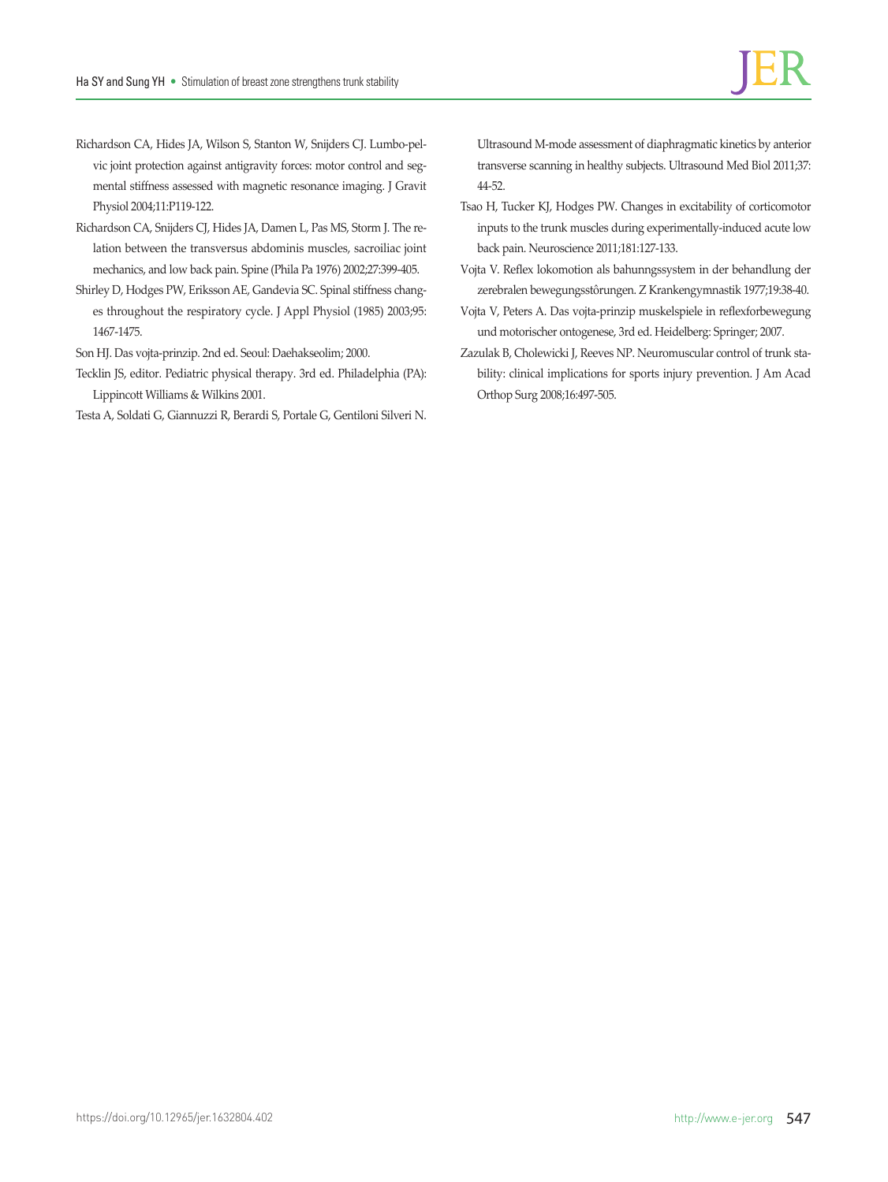Richardson CA, Hides JA, Wilson S, Stanton W, Snijders CJ. Lumbo-pelvic joint protection against antigravity forces: motor control and segmental stiffness assessed with magnetic resonance imaging. J Gravit Physiol 2004;11:P119-122.

Richardson CA, Snijders CJ, Hides JA, Damen L, Pas MS, Storm J. The relation between the transversus abdominis muscles, sacroiliac joint mechanics, and low back pain. Spine (Phila Pa 1976) 2002;27:399-405.

Shirley D, Hodges PW, Eriksson AE, Gandevia SC. Spinal stiffness changes throughout the respiratory cycle. J Appl Physiol (1985) 2003;95: 1467-1475.

Son HJ. Das vojta-prinzip. 2nd ed. Seoul: Daehakseolim; 2000.

Tecklin JS, editor. Pediatric physical therapy. 3rd ed. Philadelphia (PA): Lippincott Williams & Wilkins 2001.

Testa A, Soldati G, Giannuzzi R, Berardi S, Portale G, Gentiloni Silveri N. Ultrasound M-mode assessment of diaphragmatic kinetics by anterior transverse scanning in healthy subjects. Ultrasound Med Biol 2011;37: 44-52.

Tsao H, Tucker KJ, Hodges PW. Changes in excitability of corticomotor inputs to the trunk muscles during experimentally-induced acute low back pain. Neuroscience 2011;181:127-133.

Vojta V. Reflex lokomotion als bahunngssystem in der behandlung der zerebralen bewegungsstôrungen. Z Krankengymnastik 1977;19:38-40.

Vojta V, Peters A. Das vojta-prinzip muskelspiele in reflexforbewegung und motorischer ontogenese, 3rd ed. Heidelberg: Springer; 2007.

Zazulak B, Cholewicki J, Reeves NP. Neuromuscular control of trunk stability: clinical implications for sports injury prevention. J Am Acad Orthop Surg 2008;16:497-505.